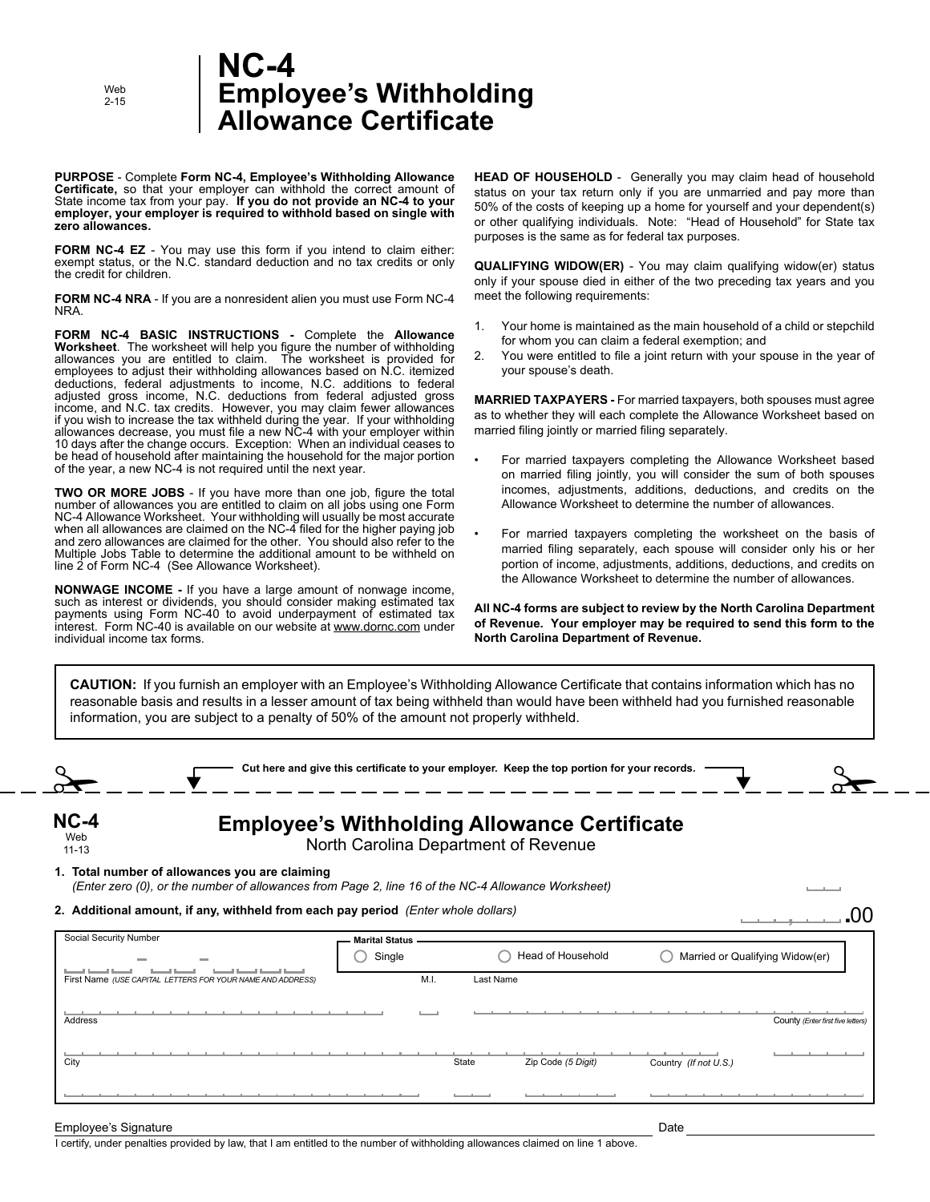Web 2-15

# NC-4 Employee's Withholding Allowance Certificate

**PURPOSE** - Complete **Form NC-4, Employee's Withholding Allowance Certificate,** so that your employer can withhold the correct amount of State income tax from your pay. **If you do not provide an NC-4 to your employer, your employer is required to withhold based on single with zero allowances.**

**FORM NC-4 EZ** - You may use this form if you intend to claim either: exempt status, or the N.C. standard deduction and no tax credits or only the credit for children.

**FORM NC-4 NRA** - If you are a nonresident alien you must use Form NC-4 NRA.

**FORM NC-4 BASIC INSTRUCTIONS -** Complete the **Allowance Worksheet**. The worksheet will help you figure the number of withholding allowances you are entitled to claim. The worksheet is provided for employees to adjust their withholding allowances based on N.C. itemized deductions, federal adjustments to income, N.C. additions to federal adjusted gross income, N.C. deductions from federal adjusted gross income, and N.C. tax credits. However, you may claim fewer allowances if you wish to increase the tax withheld during the year. If your withholding allowances decrease, you must file a new NC-4 with your employer within 10 days after the change occurs. Exception: When an individual ceases to be head of household after maintaining the household for the major portion of the year, a new NC-4 is not required until the next year.

**TWO OR MORE JOBS** - If you have more than one job, figure the total number of allowances you are entitled to claim on all jobs using one Form NC-4 Allowance Worksheet. Your withholding will usually be most accurate when all allowances are claimed on the NC-4 filed for the higher paying job and zero allowances are claimed for the other. You should also refer to the Multiple Jobs Table to determine the additional amount to be withheld on line 2 of Form NC-4 (See Allowance Worksheet).

**NONWAGE INCOME -** If you have a large amount of nonwage income, such as interest or dividends, you should consider making estimated tax payments using Form NC-40 to avoid underpayment of estimated tax interest. Form NC-40 is available on our website at www.dornc.com under individual income tax forms.

**HEAD OF HOUSEHOLD** - Generally you may claim head of household status on your tax return only if you are unmarried and pay more than 50% of the costs of keeping up a home for yourself and your dependent(s) or other qualifying individuals. Note: "Head of Household" for State tax purposes is the same as for federal tax purposes.

**QUALIFYING WIDOW(ER)** - You may claim qualifying widow(er) status only if your spouse died in either of the two preceding tax years and you meet the following requirements:

1. Your home is maintained as the main household of a child or stepchild for whom you can claim a federal exemption; and
2. You were entitled to file a joint return with your spouse in the year of your spouse's death.

**MARRIED TAXPAYERS -** For married taxpayers, both spouses must agree as to whether they will each complete the Allowance Worksheet based on married filing jointly or married filing separately.

- For married taxpayers completing the Allowance Worksheet based on married filing jointly, you will consider the sum of both spouses incomes, adjustments, additions, deductions, and credits on the Allowance Worksheet to determine the number of allowances.
- For married taxpayers completing the worksheet on the basis of married filing separately, each spouse will consider only his or her portion of income, adjustments, additions, deductions, and credits on the Allowance Worksheet to determine the number of allowances.

**All NC-4 forms are subject to review by the North Carolina Department of Revenue. Your employer may be required to send this form to the North Carolina Department of Revenue.**

**CAUTION:** If you furnish an employer with an Employee's Withholding Allowance Certificate that contains information which has no reasonable basis and results in a lesser amount of tax being withheld than would have been withheld had you furnished reasonable information, you are subject to a penalty of 50% of the amount not properly withheld.

**Cut here and give this certificate to your employer. Keep the top portion for your records.**

---

**NC-4** Web 11-13

## Employee's Withholding Allowance Certificate

North Carolina Department of Revenue

**1. Total number of allowances you are claiming**
*(Enter zero (0), or the number of allowances from Page 2, line 16 of the NC-4 Allowance Worksheet)*

**2. Additional amount, if any, withheld from each pay period** *(Enter whole dollars)* .00

Social Security Number

Marital Status: ◯ Single ◯ Head of Household ◯ Married or Qualifying Widow(er)

First Name *(USE CAPITAL LETTERS FOR YOUR NAME AND ADDRESS)* | M.I. | Last Name

Address | County *(Enter first five letters)*

City | State | Zip Code *(5 Digit)* | Country *(If not U.S.)*

Employee's Signature ____________________ Date ____________

I certify, under penalties provided by law, that I am entitled to the number of withholding allowances claimed on line 1 above.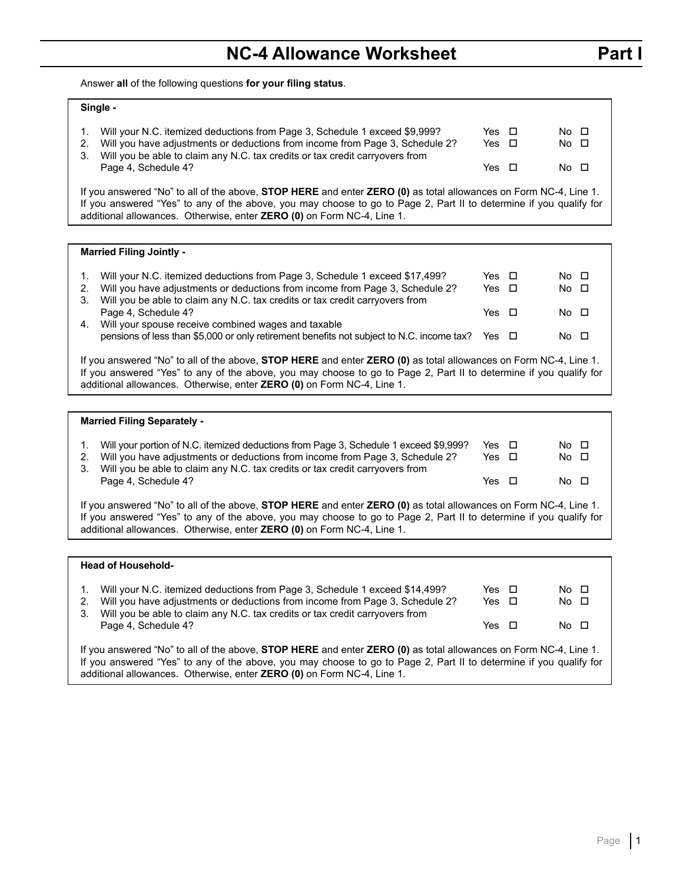# NC-4 Allowance Worksheet — Part I

Answer **all** of the following questions **for your filing status**.

**Single -**

| | | Yes | No |
|---|---|---|---|
| 1. | Will your N.C. itemized deductions from Page 3, Schedule 1 exceed $9,999? | Yes ☐ | No ☐ |
| 2. | Will you have adjustments or deductions from income from Page 3, Schedule 2? | Yes ☐ | No ☐ |
| 3. | Will you be able to claim any N.C. tax credits or tax credit carryovers from Page 4, Schedule 4? | Yes ☐ | No ☐ |

If you answered "No" to all of the above, **STOP HERE** and enter **ZERO (0)** as total allowances on Form NC-4, Line 1. If you answered "Yes" to any of the above, you may choose to go to Page 2, Part II to determine if you qualify for additional allowances. Otherwise, enter **ZERO (0)** on Form NC-4, Line 1.

**Married Filing Jointly -**

| | | Yes | No |
|---|---|---|---|
| 1. | Will your N.C. itemized deductions from Page 3, Schedule 1 exceed $17,499? | Yes ☐ | No ☐ |
| 2. | Will you have adjustments or deductions from income from Page 3, Schedule 2? | Yes ☐ | No ☐ |
| 3. | Will you be able to claim any N.C. tax credits or tax credit carryovers from Page 4, Schedule 4? | Yes ☐ | No ☐ |
| 4. | Will your spouse receive combined wages and taxable pensions of less than $5,000 or only retirement benefits not subject to N.C. income tax? | Yes ☐ | No ☐ |

If you answered "No" to all of the above, **STOP HERE** and enter **ZERO (0)** as total allowances on Form NC-4, Line 1. If you answered "Yes" to any of the above, you may choose to go to Page 2, Part II to determine if you qualify for additional allowances. Otherwise, enter **ZERO (0)** on Form NC-4, Line 1.

**Married Filing Separately -**

| | | Yes | No |
|---|---|---|---|
| 1. | Will your portion of N.C. itemized deductions from Page 3, Schedule 1 exceed $9,999? | Yes ☐ | No ☐ |
| 2. | Will you have adjustments or deductions from income from Page 3, Schedule 2? | Yes ☐ | No ☐ |
| 3. | Will you be able to claim any N.C. tax credits or tax credit carryovers from Page 4, Schedule 4? | Yes ☐ | No ☐ |

If you answered "No" to all of the above, **STOP HERE** and enter **ZERO (0)** as total allowances on Form NC-4, Line 1. If you answered "Yes" to any of the above, you may choose to go to Page 2, Part II to determine if you qualify for additional allowances. Otherwise, enter **ZERO (0)** on Form NC-4, Line 1.

**Head of Household-**

| | | Yes | No |
|---|---|---|---|
| 1. | Will your N.C. itemized deductions from Page 3, Schedule 1 exceed $14,499? | Yes ☐ | No ☐ |
| 2. | Will you have adjustments or deductions from income from Page 3, Schedule 2? | Yes ☐ | No ☐ |
| 3. | Will you be able to claim any N.C. tax credits or tax credit carryovers from Page 4, Schedule 4? | Yes ☐ | No ☐ |

If you answered "No" to all of the above, **STOP HERE** and enter **ZERO (0)** as total allowances on Form NC-4, Line 1. If you answered "Yes" to any of the above, you may choose to go to Page 2, Part II to determine if you qualify for additional allowances. Otherwise, enter **ZERO (0)** on Form NC-4, Line 1.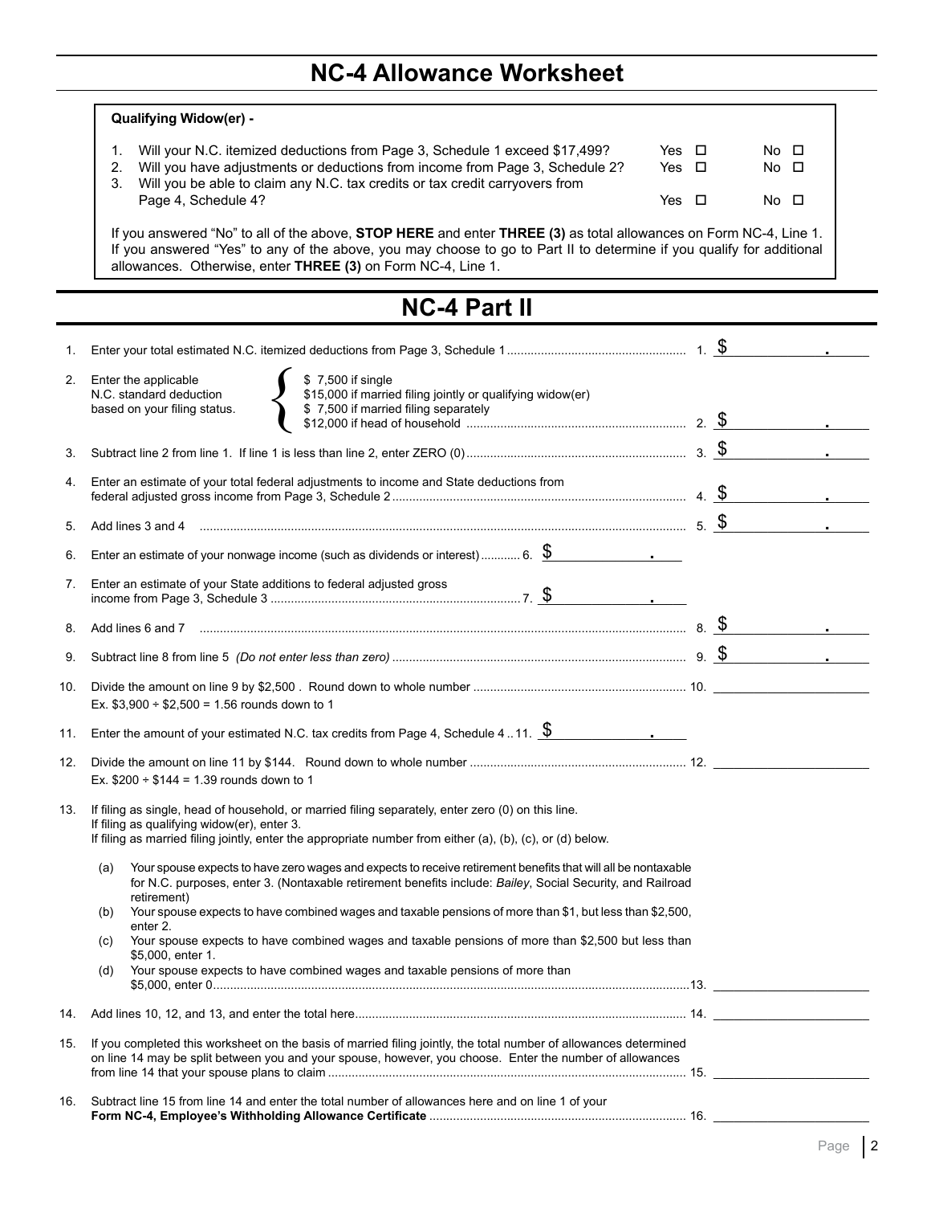# NC-4 Allowance Worksheet

**Qualifying Widow(er) -**

1. Will your N.C. itemized deductions from Page 3, Schedule 1 exceed $17,499? Yes ☐ No ☐
2. Will you have adjustments or deductions from income from Page 3, Schedule 2? Yes ☐ No ☐
3. Will you be able to claim any N.C. tax credits or tax credit carryovers from Page 4, Schedule 4? Yes ☐ No ☐

If you answered "No" to all of the above, **STOP HERE** and enter **THREE (3)** as total allowances on Form NC-4, Line 1. If you answered "Yes" to any of the above, you may choose to go to Part II to determine if you qualify for additional allowances. Otherwise, enter **THREE (3)** on Form NC-4, Line 1.

# NC-4 Part II

1. Enter your total estimated N.C. itemized deductions from Page 3, Schedule 1 .......... 1. $ ______ .
2. Enter the applicable N.C. standard deduction based on your filing status.
   - $ 7,500 if single
   - $15,000 if married filing jointly or qualifying widow(er)
   - $ 7,500 if married filing separately
   - $12,000 if head of household .......... 2. $ ______ .
3. Subtract line 2 from line 1. If line 1 is less than line 2, enter ZERO (0) .......... 3. $ ______ .
4. Enter an estimate of your total federal adjustments to income and State deductions from federal adjusted gross income from Page 3, Schedule 2 .......... 4. $ ______ .
5. Add lines 3 and 4 .......... 5. $ ______ .
6. Enter an estimate of your nonwage income (such as dividends or interest) .......... 6. $ ______ .
7. Enter an estimate of your State additions to federal adjusted gross income from Page 3, Schedule 3 .......... 7. $ ______ .
8. Add lines 6 and 7 .......... 8. $ ______ .
9. Subtract line 8 from line 5 *(Do not enter less than zero)* .......... 9. $ ______ .
10. Divide the amount on line 9 by $2,500 . Round down to whole number .......... 10. ______
    Ex. $3,900 ÷ $2,500 = 1.56 rounds down to 1
11. Enter the amount of your estimated N.C. tax credits from Page 4, Schedule 4 .. 11. $ ______ .
12. Divide the amount on line 11 by $144. Round down to whole number .......... 12. ______
    Ex. $200 ÷ $144 = 1.39 rounds down to 1
13. If filing as single, head of household, or married filing separately, enter zero (0) on this line.
    If filing as qualifying widow(er), enter 3.
    If filing as married filing jointly, enter the appropriate number from either (a), (b), (c), or (d) below.
    - (a) Your spouse expects to have zero wages and expects to receive retirement benefits that will all be nontaxable for N.C. purposes, enter 3. (Nontaxable retirement benefits include: *Bailey*, Social Security, and Railroad retirement)
    - (b) Your spouse expects to have combined wages and taxable pensions of more than $1, but less than $2,500, enter 2.
    - (c) Your spouse expects to have combined wages and taxable pensions of more than $2,500 but less than $5,000, enter 1.
    - (d) Your spouse expects to have combined wages and taxable pensions of more than $5,000, enter 0 .......... 13. ______
14. Add lines 10, 12, and 13, and enter the total here .......... 14. ______
15. If you completed this worksheet on the basis of married filing jointly, the total number of allowances determined on line 14 may be split between you and your spouse, however, you choose. Enter the number of allowances from line 14 that your spouse plans to claim .......... 15. ______
16. Subtract line 15 from line 14 and enter the total number of allowances here and on line 1 of your **Form NC-4, Employee's Withholding Allowance Certificate** .......... 16. ______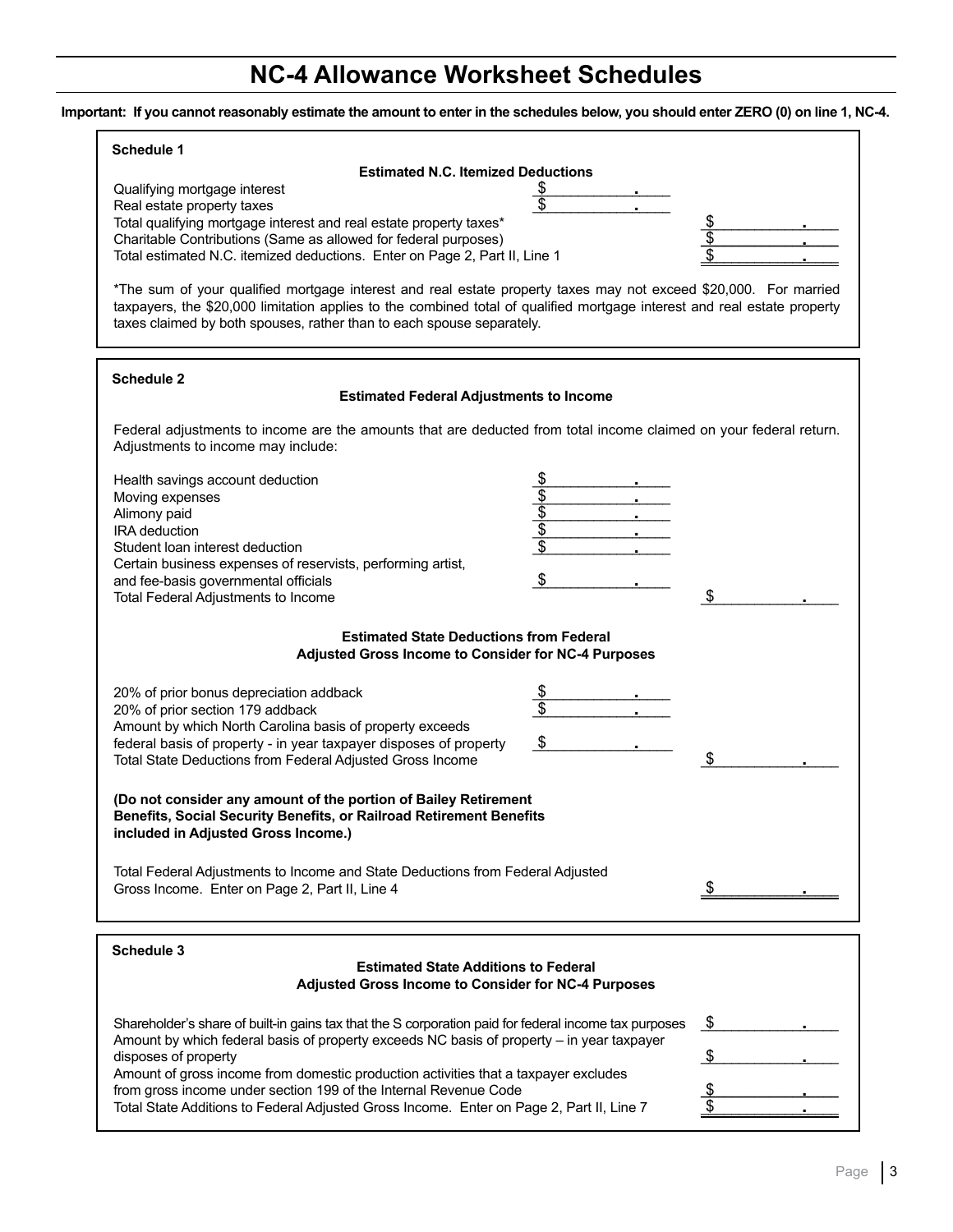# NC-4 Allowance Worksheet Schedules

**Important: If you cannot reasonably estimate the amount to enter in the schedules below, you should enter ZERO (0) on line 1, NC-4.**

## Schedule 1

### Estimated N.C. Itemized Deductions

| | | |
|---|---|---|
| Qualifying mortgage interest | $ . | |
| Real estate property taxes | $ . | |
| Total qualifying mortgage interest and real estate property taxes* | | $ . |
| Charitable Contributions (Same as allowed for federal purposes) | | $ . |
| Total estimated N.C. itemized deductions. Enter on Page 2, Part II, Line 1 | | $ . |

*The sum of your qualified mortgage interest and real estate property taxes may not exceed $20,000. For married taxpayers, the $20,000 limitation applies to the combined total of qualified mortgage interest and real estate property taxes claimed by both spouses, rather than to each spouse separately.

## Schedule 2

### Estimated Federal Adjustments to Income

Federal adjustments to income are the amounts that are deducted from total income claimed on your federal return. Adjustments to income may include:

| | | |
|---|---|---|
| Health savings account deduction | $ . | |
| Moving expenses | $ . | |
| Alimony paid | $ . | |
| IRA deduction | $ . | |
| Student loan interest deduction | $ . | |
| Certain business expenses of reservists, performing artist, and fee-basis governmental officials | $ . | |
| Total Federal Adjustments to Income | | $ . |

### Estimated State Deductions from Federal Adjusted Gross Income to Consider for NC-4 Purposes

| | | |
|---|---|---|
| 20% of prior bonus depreciation addback | $ . | |
| 20% of prior section 179 addback | $ . | |
| Amount by which North Carolina basis of property exceeds federal basis of property - in year taxpayer disposes of property | $ . | |
| Total State Deductions from Federal Adjusted Gross Income | | $ . |

**(Do not consider any amount of the portion of Bailey Retirement Benefits, Social Security Benefits, or Railroad Retirement Benefits included in Adjusted Gross Income.)**

| | |
|---|---|
| Total Federal Adjustments to Income and State Deductions from Federal Adjusted Gross Income. Enter on Page 2, Part II, Line 4 | $ . |

## Schedule 3

### Estimated State Additions to Federal Adjusted Gross Income to Consider for NC-4 Purposes

| | |
|---|---|
| Shareholder's share of built-in gains tax that the S corporation paid for federal income tax purposes | $ . |
| Amount by which federal basis of property exceeds NC basis of property – in year taxpayer disposes of property | $ . |
| Amount of gross income from domestic production activities that a taxpayer excludes from gross income under section 199 of the Internal Revenue Code | $ . |
| Total State Additions to Federal Adjusted Gross Income. Enter on Page 2, Part II, Line 7 | $ . |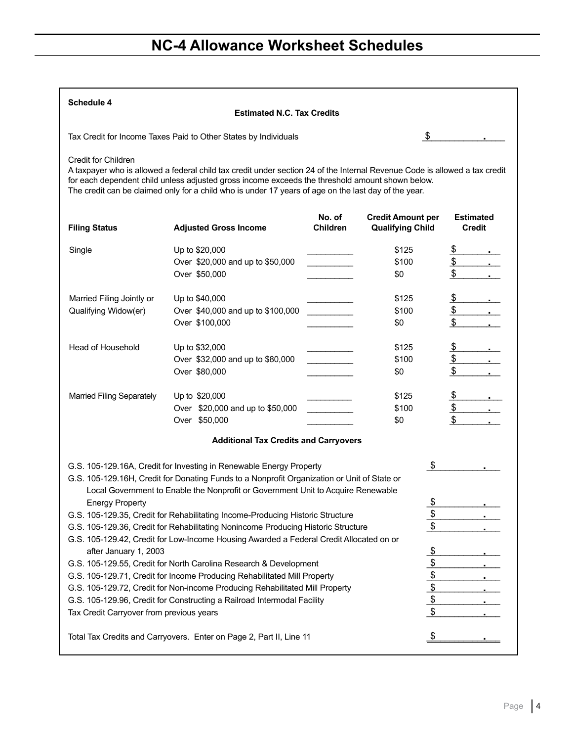# NC-4 Allowance Worksheet Schedules

**Schedule 4**

**Estimated N.C. Tax Credits**

Tax Credit for Income Taxes Paid to Other States by Individuals $ ____________.____

Credit for Children

A taxpayer who is allowed a federal child tax credit under section 24 of the Internal Revenue Code is allowed a tax credit for each dependent child unless adjusted gross income exceeds the threshold amount shown below. The credit can be claimed only for a child who is under 17 years of age on the last day of the year.

| Filing Status | Adjusted Gross Income | No. of Children | Credit Amount per Qualifying Child | Estimated Credit |
|---|---|---|---|---|
| Single | Up to $20,000 | __________ | $125 | $ ______.___ |
| | Over $20,000 and up to $50,000 | __________ | $100 | $ ______.___ |
| | Over $50,000 | __________ | $0 | $ ______.___ |
| Married Filing Jointly or Qualifying Widow(er) | Up to $40,000 | __________ | $125 | $ ______.___ |
| | Over $40,000 and up to $100,000 | __________ | $100 | $ ______.___ |
| | Over $100,000 | __________ | $0 | $ ______.___ |
| Head of Household | Up to $32,000 | __________ | $125 | $ ______.___ |
| | Over $32,000 and up to $80,000 | __________ | $100 | $ ______.___ |
| | Over $80,000 | __________ | $0 | $ ______.___ |
| Married Filing Separately | Up to $20,000 | __________ | $125 | $ ______.___ |
| | Over $20,000 and up to $50,000 | __________ | $100 | $ ______.___ |
| | Over $50,000 | __________ | $0 | $ ______.___ |

**Additional Tax Credits and Carryovers**

| Credit | Amount |
|---|---|
| G.S. 105-129.16A, Credit for Investing in Renewable Energy Property | $ __________.___ |
| G.S. 105-129.16H, Credit for Donating Funds to a Nonprofit Organization or Unit of State or Local Government to Enable the Nonprofit or Government Unit to Acquire Renewable Energy Property | $ __________.___ |
| G.S. 105-129.35, Credit for Rehabilitating Income-Producing Historic Structure | $ __________.___ |
| G.S. 105-129.36, Credit for Rehabilitating Nonincome Producing Historic Structure | $ __________.___ |
| G.S. 105-129.42, Credit for Low-Income Housing Awarded a Federal Credit Allocated on or after January 1, 2003 | $ __________.___ |
| G.S. 105-129.55, Credit for North Carolina Research & Development | $ __________.___ |
| G.S. 105-129.71, Credit for Income Producing Rehabilitated Mill Property | $ __________.___ |
| G.S. 105-129.72, Credit for Non-income Producing Rehabilitated Mill Property | $ __________.___ |
| G.S. 105-129.96, Credit for Constructing a Railroad Intermodal Facility | $ __________.___ |
| Tax Credit Carryover from previous years | $ __________.___ |
| Total Tax Credits and Carryovers. Enter on Page 2, Part II, Line 11 | $ __________.___ |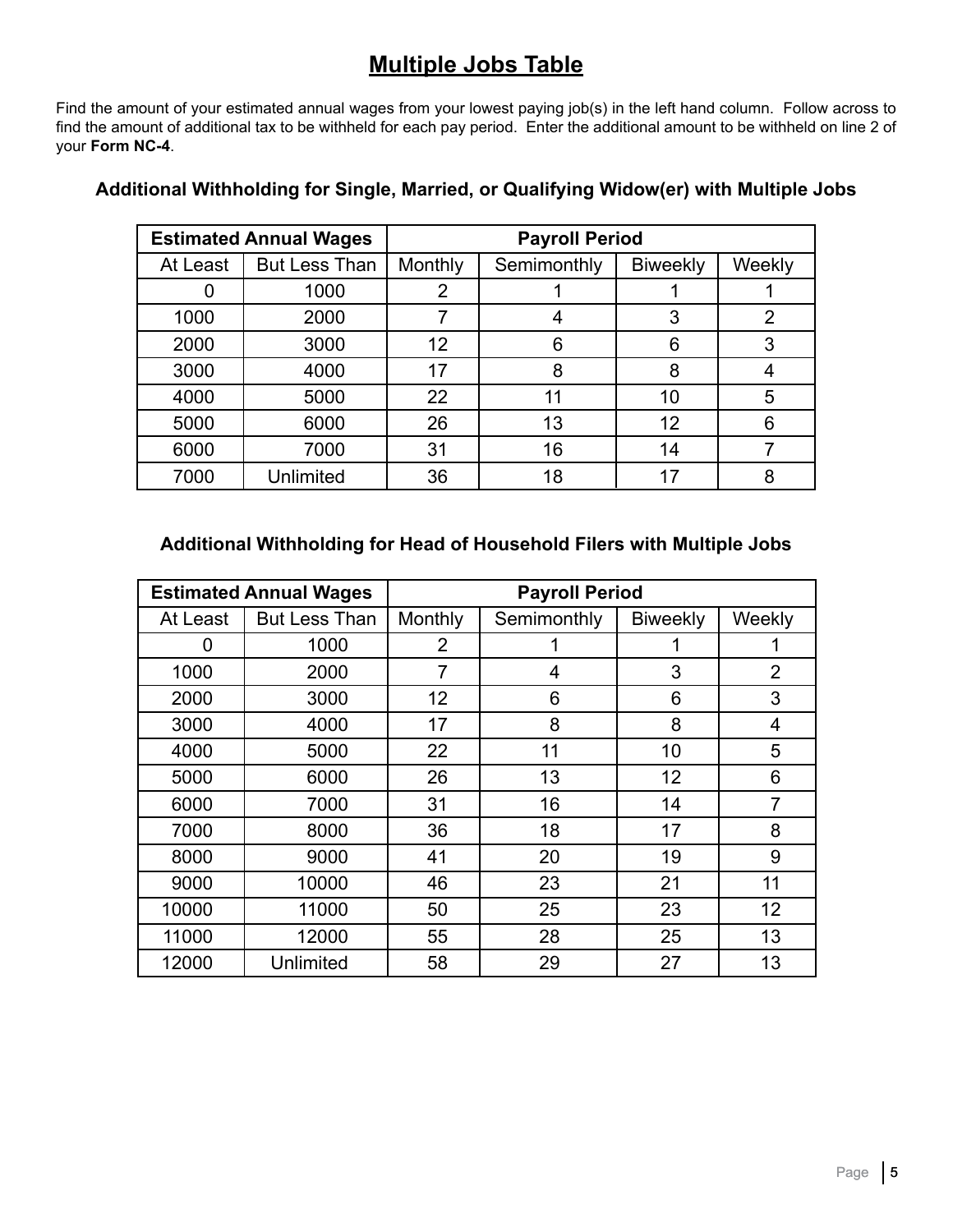# Multiple Jobs Table

Find the amount of your estimated annual wages from your lowest paying job(s) in the left hand column. Follow across to find the amount of additional tax to be withheld for each pay period. Enter the additional amount to be withheld on line 2 of your **Form NC-4**.

### Additional Withholding for Single, Married, or Qualifying Widow(er) with Multiple Jobs

| Estimated Annual Wages | | Payroll Period | | | |
|---|---|---|---|---|---|
| At Least | But Less Than | Monthly | Semimonthly | Biweekly | Weekly |
| 0 | 1000 | 2 | 1 | 1 | 1 |
| 1000 | 2000 | 7 | 4 | 3 | 2 |
| 2000 | 3000 | 12 | 6 | 6 | 3 |
| 3000 | 4000 | 17 | 8 | 8 | 4 |
| 4000 | 5000 | 22 | 11 | 10 | 5 |
| 5000 | 6000 | 26 | 13 | 12 | 6 |
| 6000 | 7000 | 31 | 16 | 14 | 7 |
| 7000 | Unlimited | 36 | 18 | 17 | 8 |

### Additional Withholding for Head of Household Filers with Multiple Jobs

| Estimated Annual Wages | | Payroll Period | | | |
|---|---|---|---|---|---|
| At Least | But Less Than | Monthly | Semimonthly | Biweekly | Weekly |
| 0 | 1000 | 2 | 1 | 1 | 1 |
| 1000 | 2000 | 7 | 4 | 3 | 2 |
| 2000 | 3000 | 12 | 6 | 6 | 3 |
| 3000 | 4000 | 17 | 8 | 8 | 4 |
| 4000 | 5000 | 22 | 11 | 10 | 5 |
| 5000 | 6000 | 26 | 13 | 12 | 6 |
| 6000 | 7000 | 31 | 16 | 14 | 7 |
| 7000 | 8000 | 36 | 18 | 17 | 8 |
| 8000 | 9000 | 41 | 20 | 19 | 9 |
| 9000 | 10000 | 46 | 23 | 21 | 11 |
| 10000 | 11000 | 50 | 25 | 23 | 12 |
| 11000 | 12000 | 55 | 28 | 25 | 13 |
| 12000 | Unlimited | 58 | 29 | 27 | 13 |